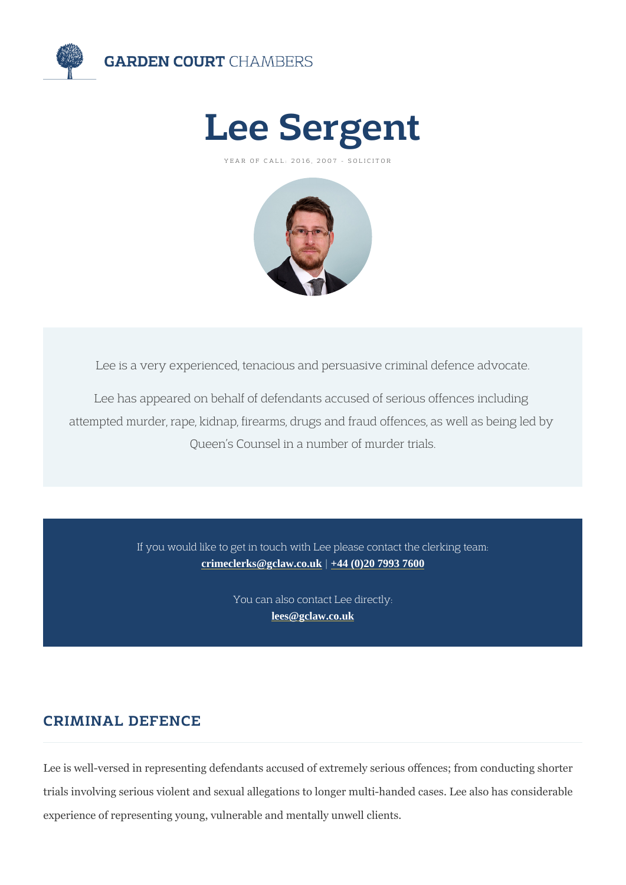GARDEN COURT CHAMBERS

# Lee Sergent

YEAR OF CALL: 2016, 2007 - SOLICITOR

Lee is a very experienced, tenacious and persuasive criminal defence advocate.

Lee has appeared on behalf of defendants accused of serious offences including attempted murder, rape, kidnap, firearms, drugs and fraud offences, as well as being led by Queen's Counsel in a number of murder trials.

If you would like to get in touch with Lee please contact the clerking team:
**crimeclerks@gclaw.co.uk** | **+44 (0)20 7993 7600**

You can also contact Lee directly:
**lees@gclaw.co.uk**

## CRIMINAL DEFENCE

Lee is well-versed in representing defendants accused of extremely serious offences; from conducting shorter trials involving serious violent and sexual allegations to longer multi-handed cases. Lee also has considerable experience of representing young, vulnerable and mentally unwell clients.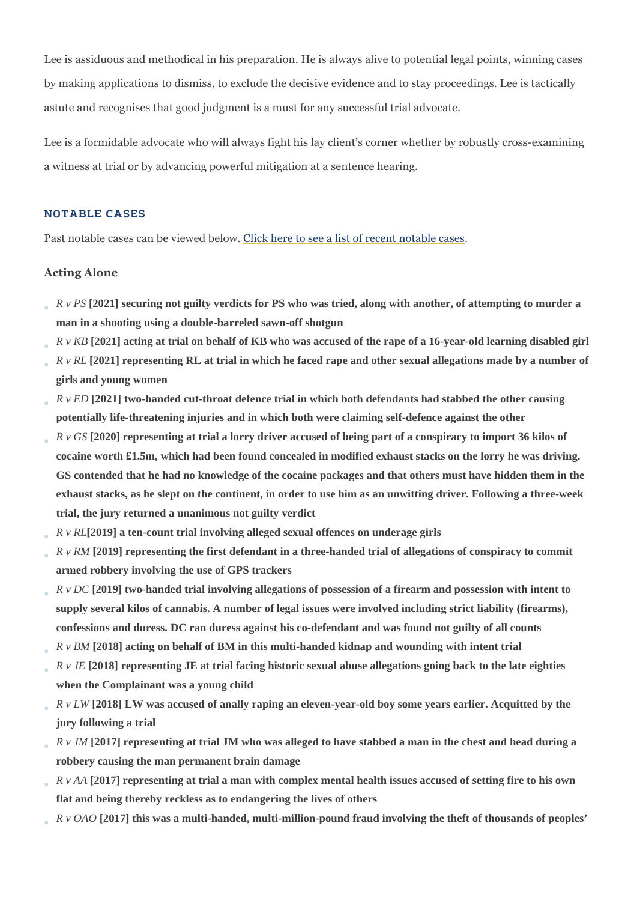Lee is assiduous and methodical in his preparation. He is always alive to potential legal points, winning cases by making applications to dismiss, to exclude the decisive evidence and to stay proceedings. Lee is tactically astute and recognises that good judgment is a must for any successful trial advocate.

Lee is a formidable advocate who will always fight his lay client's corner whether by robustly cross-examining a witness at trial or by advancing powerful mitigation at a sentence hearing.

## NOTABLE CASES

Past notable cases can be viewed below. [Click here to see a list of recent notable cases](#).

### Acting Alone

- *R v PS* **[2021] securing not guilty verdicts for PS who was tried, along with another, of attempting to murder a man in a shooting using a double-barreled sawn-off shotgun**
- *R v KB* **[2021] acting at trial on behalf of KB who was accused of the rape of a 16-year-old learning disabled girl**
- *R v RL* **[2021] representing RL at trial in which he faced rape and other sexual allegations made by a number of girls and young women**
- *R v ED* **[2021] two-handed cut-throat defence trial in which both defendants had stabbed the other causing potentially life-threatening injuries and in which both were claiming self-defence against the other**
- *R v GS* **[2020] representing at trial a lorry driver accused of being part of a conspiracy to import 36 kilos of cocaine worth £1.5m, which had been found concealed in modified exhaust stacks on the lorry he was driving. GS contended that he had no knowledge of the cocaine packages and that others must have hidden them in the exhaust stacks, as he slept on the continent, in order to use him as an unwitting driver. Following a three-week trial, the jury returned a unanimous not guilty verdict**
- *R v RL***[2019] a ten-count trial involving alleged sexual offences on underage girls**
- *R v RM* **[2019] representing the first defendant in a three-handed trial of allegations of conspiracy to commit armed robbery involving the use of GPS trackers**
- *R v DC* **[2019] two-handed trial involving allegations of possession of a firearm and possession with intent to supply several kilos of cannabis. A number of legal issues were involved including strict liability (firearms), confessions and duress. DC ran duress against his co-defendant and was found not guilty of all counts**
- *R v BM* **[2018] acting on behalf of BM in this multi-handed kidnap and wounding with intent trial**
- *R v JE* **[2018] representing JE at trial facing historic sexual abuse allegations going back to the late eighties when the Complainant was a young child**
- *R v LW* **[2018] LW was accused of anally raping an eleven-year-old boy some years earlier. Acquitted by the jury following a trial**
- *R v JM* **[2017] representing at trial JM who was alleged to have stabbed a man in the chest and head during a robbery causing the man permanent brain damage**
- *R v AA* **[2017] representing at trial a man with complex mental health issues accused of setting fire to his own flat and being thereby reckless as to endangering the lives of others**
- *R v OAO* **[2017] this was a multi-handed, multi-million-pound fraud involving the theft of thousands of peoples'**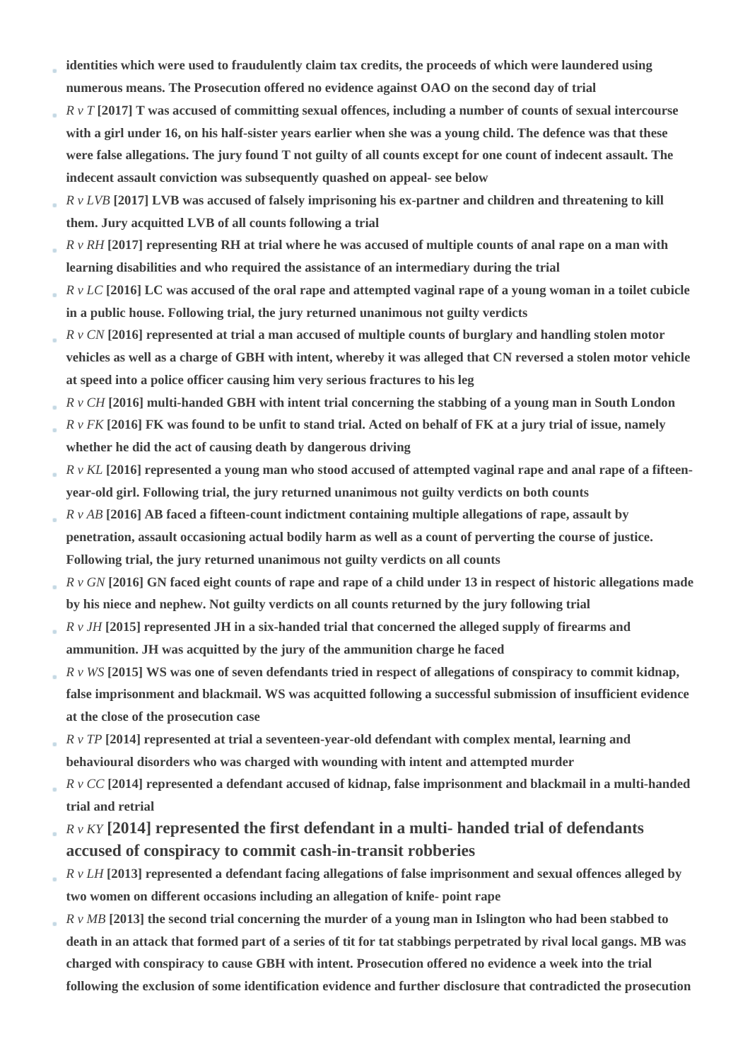- **identities which were used to fraudulently claim tax credits, the proceeds of which were laundered using numerous means. The Prosecution offered no evidence against OAO on the second day of trial**
- *R v T* **[2017] T was accused of committing sexual offences, including a number of counts of sexual intercourse with a girl under 16, on his half-sister years earlier when she was a young child. The defence was that these were false allegations. The jury found T not guilty of all counts except for one count of indecent assault. The indecent assault conviction was subsequently quashed on appeal- see below**
- *R v LVB* **[2017] LVB was accused of falsely imprisoning his ex-partner and children and threatening to kill them. Jury acquitted LVB of all counts following a trial**
- *R v RH* **[2017] representing RH at trial where he was accused of multiple counts of anal rape on a man with learning disabilities and who required the assistance of an intermediary during the trial**
- *R v LC* **[2016] LC was accused of the oral rape and attempted vaginal rape of a young woman in a toilet cubicle in a public house. Following trial, the jury returned unanimous not guilty verdicts**
- *R v CN* **[2016] represented at trial a man accused of multiple counts of burglary and handling stolen motor vehicles as well as a charge of GBH with intent, whereby it was alleged that CN reversed a stolen motor vehicle at speed into a police officer causing him very serious fractures to his leg**
- *R v CH* **[2016] multi-handed GBH with intent trial concerning the stabbing of a young man in South London**
- *R v FK* **[2016] FK was found to be unfit to stand trial. Acted on behalf of FK at a jury trial of issue, namely whether he did the act of causing death by dangerous driving**
- *R v KL* **[2016] represented a young man who stood accused of attempted vaginal rape and anal rape of a fifteen-year-old girl. Following trial, the jury returned unanimous not guilty verdicts on both counts**
- *R v AB* **[2016] AB faced a fifteen-count indictment containing multiple allegations of rape, assault by penetration, assault occasioning actual bodily harm as well as a count of perverting the course of justice. Following trial, the jury returned unanimous not guilty verdicts on all counts**
- *R v GN* **[2016] GN faced eight counts of rape and rape of a child under 13 in respect of historic allegations made by his niece and nephew. Not guilty verdicts on all counts returned by the jury following trial**
- *R v JH* **[2015] represented JH in a six-handed trial that concerned the alleged supply of firearms and ammunition. JH was acquitted by the jury of the ammunition charge he faced**
- *R v WS* **[2015] WS was one of seven defendants tried in respect of allegations of conspiracy to commit kidnap, false imprisonment and blackmail. WS was acquitted following a successful submission of insufficient evidence at the close of the prosecution case**
- *R v TP* **[2014] represented at trial a seventeen-year-old defendant with complex mental, learning and behavioural disorders who was charged with wounding with intent and attempted murder**
- *R v CC* **[2014] represented a defendant accused of kidnap, false imprisonment and blackmail in a multi-handed trial and retrial**
- *R v KY* **[2014] represented the first defendant in a multi- handed trial of defendants accused of conspiracy to commit cash-in-transit robberies**
- *R v LH* **[2013] represented a defendant facing allegations of false imprisonment and sexual offences alleged by two women on different occasions including an allegation of knife- point rape**
- *R v MB* **[2013] the second trial concerning the murder of a young man in Islington who had been stabbed to death in an attack that formed part of a series of tit for tat stabbings perpetrated by rival local gangs. MB was charged with conspiracy to cause GBH with intent. Prosecution offered no evidence a week into the trial following the exclusion of some identification evidence and further disclosure that contradicted the prosecution**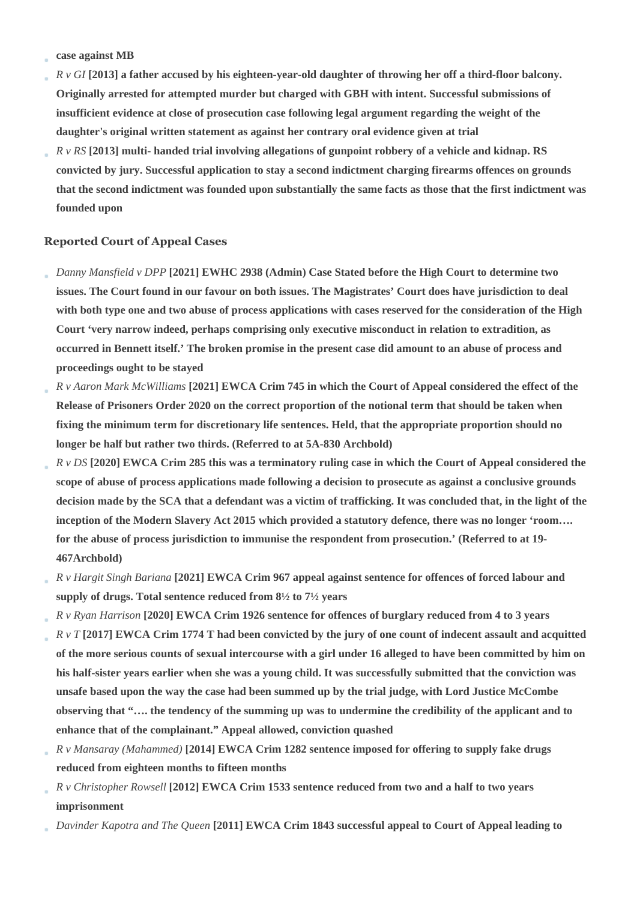- **case against MB**
- *R v GI* **[2013] a father accused by his eighteen-year-old daughter of throwing her off a third-floor balcony. Originally arrested for attempted murder but charged with GBH with intent. Successful submissions of insufficient evidence at close of prosecution case following legal argument regarding the weight of the daughter's original written statement as against her contrary oral evidence given at trial**
- *R v RS* **[2013] multi- handed trial involving allegations of gunpoint robbery of a vehicle and kidnap. RS convicted by jury. Successful application to stay a second indictment charging firearms offences on grounds that the second indictment was founded upon substantially the same facts as those that the first indictment was founded upon**

### Reported Court of Appeal Cases

- *Danny Mansfield v DPP* **[2021] EWHC 2938 (Admin) Case Stated before the High Court to determine two issues. The Court found in our favour on both issues. The Magistrates' Court does have jurisdiction to deal with both type one and two abuse of process applications with cases reserved for the consideration of the High Court 'very narrow indeed, perhaps comprising only executive misconduct in relation to extradition, as occurred in Bennett itself.' The broken promise in the present case did amount to an abuse of process and proceedings ought to be stayed**
- *R v Aaron Mark McWilliams* **[2021] EWCA Crim 745 in which the Court of Appeal considered the effect of the Release of Prisoners Order 2020 on the correct proportion of the notional term that should be taken when fixing the minimum term for discretionary life sentences. Held, that the appropriate proportion should no longer be half but rather two thirds. (Referred to at 5A-830 Archbold)**
- *R v DS* **[2020] EWCA Crim 285 this was a terminatory ruling case in which the Court of Appeal considered the scope of abuse of process applications made following a decision to prosecute as against a conclusive grounds decision made by the SCA that a defendant was a victim of trafficking. It was concluded that, in the light of the inception of the Modern Slavery Act 2015 which provided a statutory defence, there was no longer 'room…. for the abuse of process jurisdiction to immunise the respondent from prosecution.' (Referred to at 19-467Archbold)**
- *R v Hargit Singh Bariana* **[2021] EWCA Crim 967 appeal against sentence for offences of forced labour and supply of drugs. Total sentence reduced from 8½ to 7½ years**
- *R v Ryan Harrison* **[2020] EWCA Crim 1926 sentence for offences of burglary reduced from 4 to 3 years**
- *R v T* **[2017] EWCA Crim 1774 T had been convicted by the jury of one count of indecent assault and acquitted of the more serious counts of sexual intercourse with a girl under 16 alleged to have been committed by him on his half-sister years earlier when she was a young child. It was successfully submitted that the conviction was unsafe based upon the way the case had been summed up by the trial judge, with Lord Justice McCombe observing that "…. the tendency of the summing up was to undermine the credibility of the applicant and to enhance that of the complainant." Appeal allowed, conviction quashed**
- *R v Mansaray (Mahammed)* **[2014] EWCA Crim 1282 sentence imposed for offering to supply fake drugs reduced from eighteen months to fifteen months**
- *R v Christopher Rowsell* **[2012] EWCA Crim 1533 sentence reduced from two and a half to two years imprisonment**
- *Davinder Kapotra and The Queen* **[2011] EWCA Crim 1843 successful appeal to Court of Appeal leading to**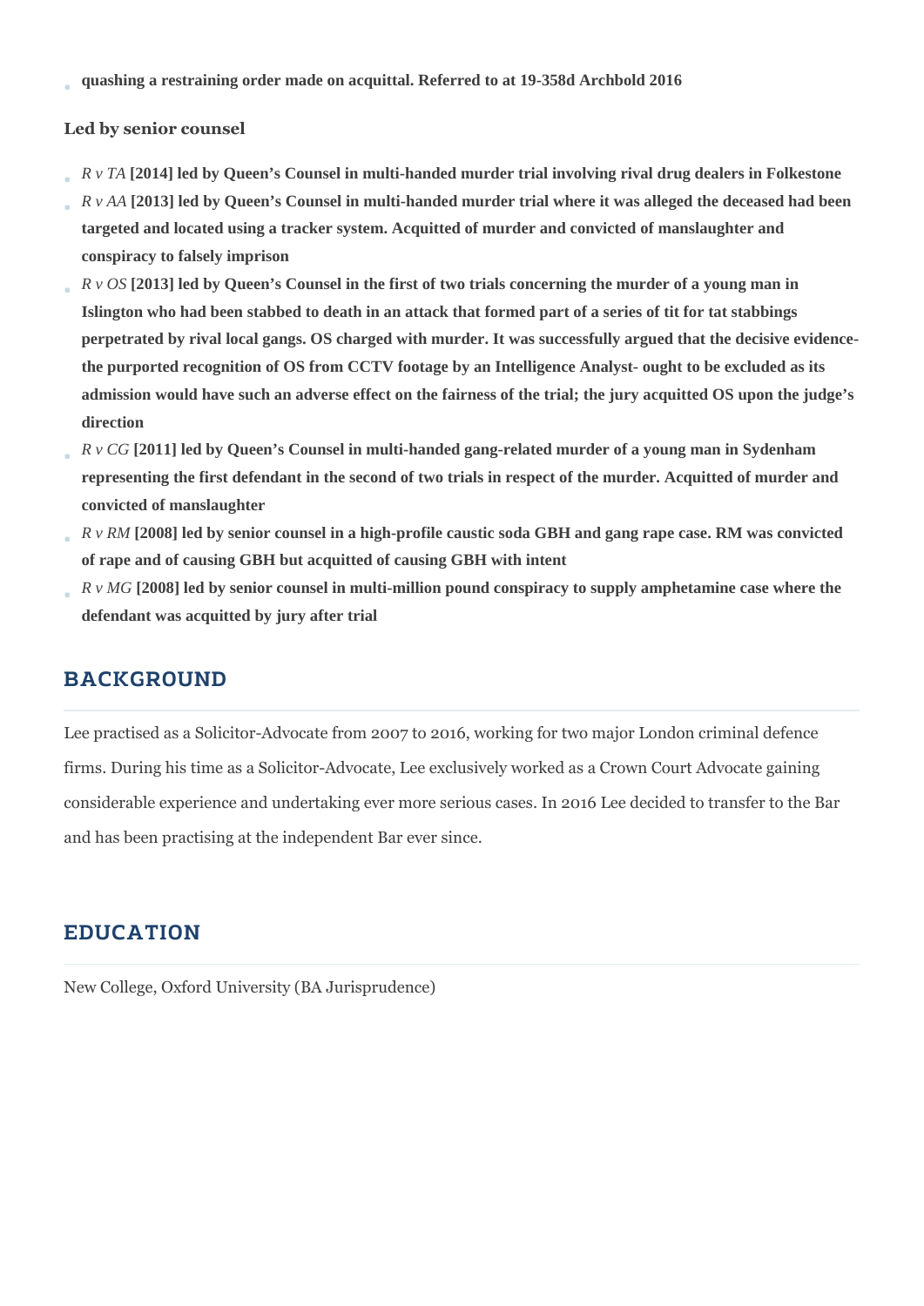- **quashing a restraining order made on acquittal. Referred to at 19-358d Archbold 2016**

### Led by senior counsel

- *R v TA* **[2014] led by Queen's Counsel in multi-handed murder trial involving rival drug dealers in Folkestone**
- *R v AA* **[2013] led by Queen's Counsel in multi-handed murder trial where it was alleged the deceased had been targeted and located using a tracker system. Acquitted of murder and convicted of manslaughter and conspiracy to falsely imprison**
- *R v OS* **[2013] led by Queen's Counsel in the first of two trials concerning the murder of a young man in Islington who had been stabbed to death in an attack that formed part of a series of tit for tat stabbings perpetrated by rival local gangs. OS charged with murder. It was successfully argued that the decisive evidence- the purported recognition of OS from CCTV footage by an Intelligence Analyst- ought to be excluded as its admission would have such an adverse effect on the fairness of the trial; the jury acquitted OS upon the judge's direction**
- *R v CG* **[2011] led by Queen's Counsel in multi-handed gang-related murder of a young man in Sydenham representing the first defendant in the second of two trials in respect of the murder. Acquitted of murder and convicted of manslaughter**
- *R v RM* **[2008] led by senior counsel in a high-profile caustic soda GBH and gang rape case. RM was convicted of rape and of causing GBH but acquitted of causing GBH with intent**
- *R v MG* **[2008] led by senior counsel in multi-million pound conspiracy to supply amphetamine case where the defendant was acquitted by jury after trial**

## BACKGROUND

Lee practised as a Solicitor-Advocate from 2007 to 2016, working for two major London criminal defence firms. During his time as a Solicitor-Advocate, Lee exclusively worked as a Crown Court Advocate gaining considerable experience and undertaking ever more serious cases. In 2016 Lee decided to transfer to the Bar and has been practising at the independent Bar ever since.

## EDUCATION

New College, Oxford University (BA Jurisprudence)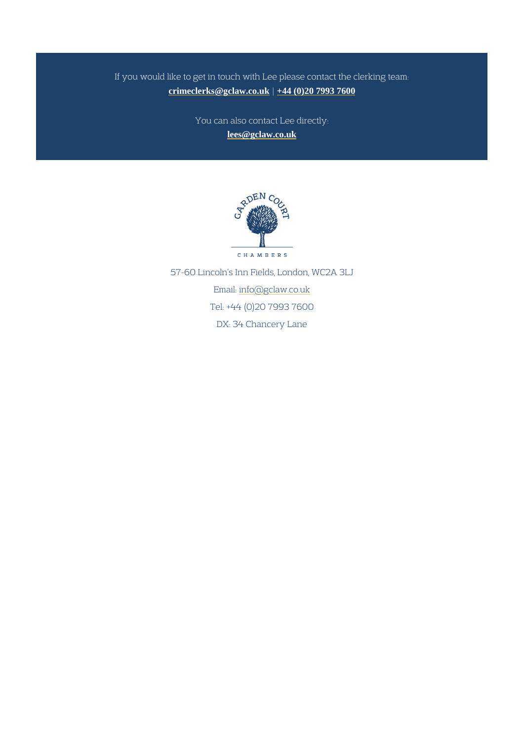If you would like to get in touch with Lee please contact the clerking team:
**crimeclerks@gclaw.co.uk** | **+44 (0)20 7993 7600**

You can also contact Lee directly:
**lees@gclaw.co.uk**

GARDEN COURT CHAMBERS

57-60 Lincoln's Inn Fields, London, WC2A 3LJ

Email: info@gclaw.co.uk

Tel: +44 (0)20 7993 7600

DX: 34 Chancery Lane